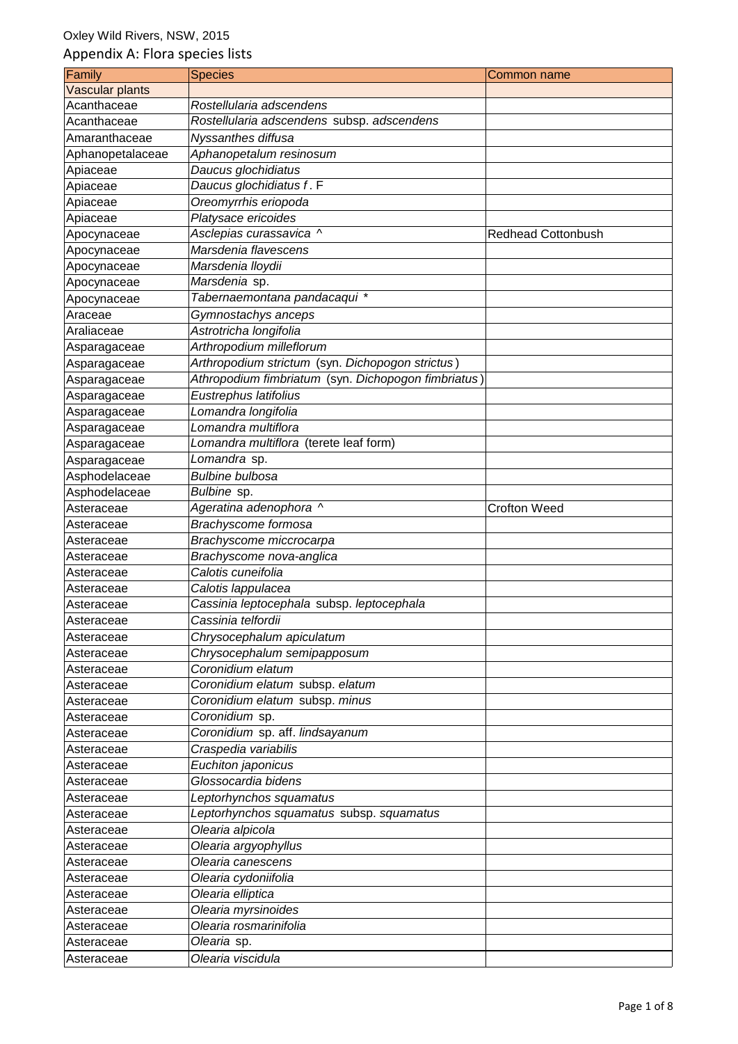Oxley Wild Rivers, NSW, 2015

## Appendix A: Flora species lists

| Family | Species | Common name |
|---|---|---|
| Vascular plants | | |
| Acanthaceae | *Rostellularia adscendens* | |
| Acanthaceae | *Rostellularia adscendens* subsp. *adscendens* | |
| Amaranthaceae | *Nyssanthes diffusa* | |
| Aphanopetalaceae | *Aphanopetalum resinosum* | |
| Apiaceae | *Daucus glochidiatus* | |
| Apiaceae | *Daucus glochidiatus f*. F | |
| Apiaceae | *Oreomyrrhis eriopoda* | |
| Apiaceae | *Platysace ericoides* | |
| Apocynaceae | *Asclepias curassavica* ^ | Redhead Cottonbush |
| Apocynaceae | *Marsdenia flavescens* | |
| Apocynaceae | *Marsdenia lloydii* | |
| Apocynaceae | *Marsdenia* sp. | |
| Apocynaceae | *Tabernaemontana pandacaqui* * | |
| Araceae | *Gymnostachys anceps* | |
| Araliaceae | *Astrotricha longifolia* | |
| Asparagaceae | *Arthropodium milleflorum* | |
| Asparagaceae | *Arthropodium strictum* (syn. *Dichopogon strictus*) | |
| Asparagaceae | *Athropodium fimbriatum* (syn. *Dichopogon fimbriatus*) | |
| Asparagaceae | *Eustrephus latifolius* | |
| Asparagaceae | *Lomandra longifolia* | |
| Asparagaceae | *Lomandra multiflora* | |
| Asparagaceae | *Lomandra multiflora* (terete leaf form) | |
| Asparagaceae | *Lomandra* sp. | |
| Asphodelaceae | *Bulbine bulbosa* | |
| Asphodelaceae | *Bulbine* sp. | |
| Asteraceae | *Ageratina adenophora* ^ | Crofton Weed |
| Asteraceae | *Brachyscome formosa* | |
| Asteraceae | *Brachyscome miccrocarpa* | |
| Asteraceae | *Brachyscome nova-anglica* | |
| Asteraceae | *Calotis cuneifolia* | |
| Asteraceae | *Calotis lappulacea* | |
| Asteraceae | *Cassinia leptocephala* subsp. *leptocephala* | |
| Asteraceae | *Cassinia telfordii* | |
| Asteraceae | *Chrysocephalum apiculatum* | |
| Asteraceae | *Chrysocephalum semipapposum* | |
| Asteraceae | *Coronidium elatum* | |
| Asteraceae | *Coronidium elatum* subsp. *elatum* | |
| Asteraceae | *Coronidium elatum* subsp. *minus* | |
| Asteraceae | *Coronidium* sp. | |
| Asteraceae | *Coronidium* sp. aff. *lindsayanum* | |
| Asteraceae | *Craspedia variabilis* | |
| Asteraceae | *Euchiton japonicus* | |
| Asteraceae | *Glossocardia bidens* | |
| Asteraceae | *Leptorhynchos squamatus* | |
| Asteraceae | *Leptorhynchos squamatus* subsp. *squamatus* | |
| Asteraceae | *Olearia alpicola* | |
| Asteraceae | *Olearia argyophyllus* | |
| Asteraceae | *Olearia canescens* | |
| Asteraceae | *Olearia cydoniifolia* | |
| Asteraceae | *Olearia elliptica* | |
| Asteraceae | *Olearia myrsinoides* | |
| Asteraceae | *Olearia rosmarinifolia* | |
| Asteraceae | *Olearia* sp. | |
| Asteraceae | *Olearia viscidula* | |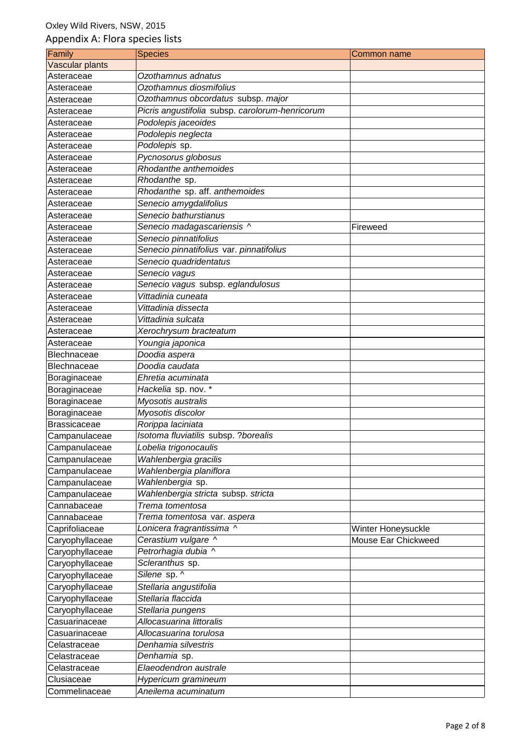Oxley Wild Rivers, NSW, 2015

Appendix A: Flora species lists

| Family | Species | Common name |
| --- | --- | --- |
| Vascular plants | | |
| Asteraceae | *Ozothamnus adnatus* | |
| Asteraceae | *Ozothamnus diosmifolius* | |
| Asteraceae | *Ozothamnus obcordatus* subsp. *major* | |
| Asteraceae | *Picris angustifolia* subsp. *carolorum-henricorum* | |
| Asteraceae | *Podolepis jaceoides* | |
| Asteraceae | *Podolepis neglecta* | |
| Asteraceae | *Podolepis* sp. | |
| Asteraceae | *Pycnosorus globosus* | |
| Asteraceae | *Rhodanthe anthemoides* | |
| Asteraceae | *Rhodanthe* sp. | |
| Asteraceae | *Rhodanthe* sp. aff. *anthemoides* | |
| Asteraceae | *Senecio amygdalifolius* | |
| Asteraceae | *Senecio bathurstianus* | |
| Asteraceae | *Senecio madagascariensis* ^ | Fireweed |
| Asteraceae | *Senecio pinnatifolius* | |
| Asteraceae | *Senecio pinnatifolius* var. *pinnatifolius* | |
| Asteraceae | *Senecio quadridentatus* | |
| Asteraceae | *Senecio vagus* | |
| Asteraceae | *Senecio vagus* subsp. *eglandulosus* | |
| Asteraceae | *Vittadinia cuneata* | |
| Asteraceae | *Vittadinia dissecta* | |
| Asteraceae | *Vittadinia sulcata* | |
| Asteraceae | *Xerochrysum bracteatum* | |
| Asteraceae | *Youngia japonica* | |
| Blechnaceae | *Doodia aspera* | |
| Blechnaceae | *Doodia caudata* | |
| Boraginaceae | *Ehretia acuminata* | |
| Boraginaceae | *Hackelia* sp. nov. * | |
| Boraginaceae | *Myosotis australis* | |
| Boraginaceae | *Myosotis discolor* | |
| Brassicaceae | *Rorippa laciniata* | |
| Campanulaceae | *Isotoma fluviatilis* subsp. *?borealis* | |
| Campanulaceae | *Lobelia trigonocaulis* | |
| Campanulaceae | *Wahlenbergia gracilis* | |
| Campanulaceae | *Wahlenbergia planiflora* | |
| Campanulaceae | *Wahlenbergia* sp. | |
| Campanulaceae | *Wahlenbergia stricta* subsp. *stricta* | |
| Cannabaceae | *Trema tomentosa* | |
| Cannabaceae | *Trema tomentosa* var. *aspera* | |
| Caprifoliaceae | *Lonicera fragrantissima* ^ | Winter Honeysuckle |
| Caryophyllaceae | *Cerastium vulgare* ^ | Mouse Ear Chickweed |
| Caryophyllaceae | *Petrorhagia dubia* ^ | |
| Caryophyllaceae | *Scleranthus* sp. | |
| Caryophyllaceae | *Silene* sp. ^ | |
| Caryophyllaceae | *Stellaria angustifolia* | |
| Caryophyllaceae | *Stellaria flaccida* | |
| Caryophyllaceae | *Stellaria pungens* | |
| Casuarinaceae | *Allocasuarina littoralis* | |
| Casuarinaceae | *Allocasuarina torulosa* | |
| Celastraceae | *Denhamia silvestris* | |
| Celastraceae | *Denhamia* sp. | |
| Celastraceae | *Elaeodendron australe* | |
| Clusiaceae | *Hypericum gramineum* | |
| Commelinaceae | *Aneilema acuminatum* | |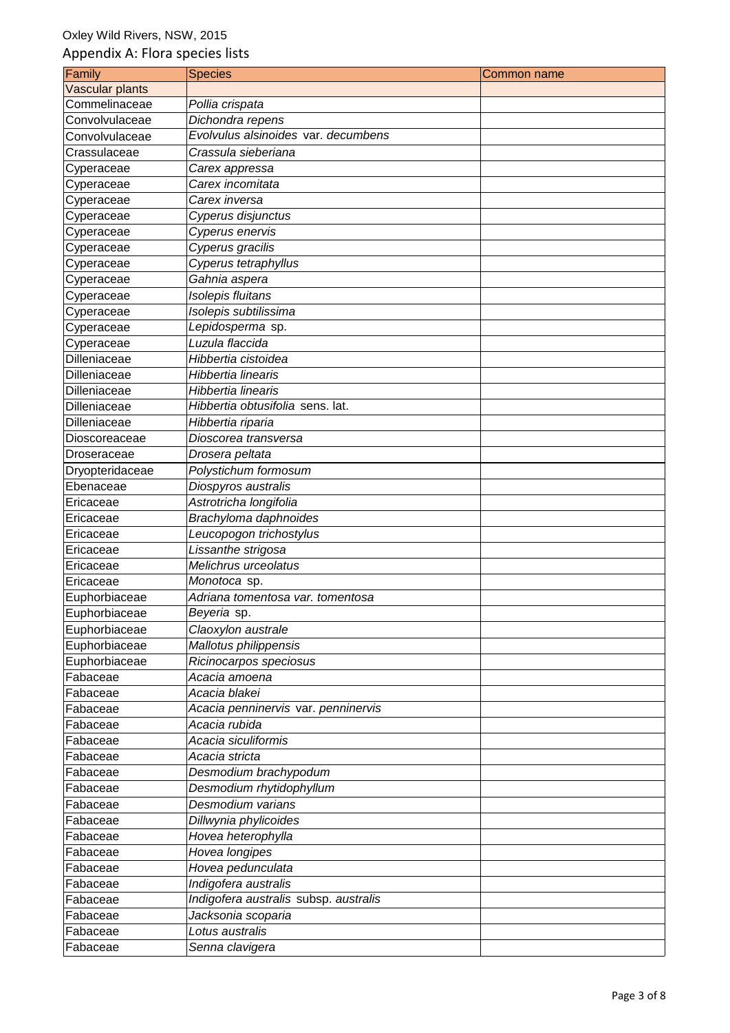Oxley Wild Rivers, NSW, 2015

## Appendix A: Flora species lists

| Family | Species | Common name |
|---|---|---|
| Vascular plants | | |
| Commelinaceae | *Pollia crispata* | |
| Convolvulaceae | *Dichondra repens* | |
| Convolvulaceae | *Evolvulus alsinoides* var. *decumbens* | |
| Crassulaceae | *Crassula sieberiana* | |
| Cyperaceae | *Carex appressa* | |
| Cyperaceae | *Carex incomitata* | |
| Cyperaceae | *Carex inversa* | |
| Cyperaceae | *Cyperus disjunctus* | |
| Cyperaceae | *Cyperus enervis* | |
| Cyperaceae | *Cyperus gracilis* | |
| Cyperaceae | *Cyperus tetraphyllus* | |
| Cyperaceae | *Gahnia aspera* | |
| Cyperaceae | *Isolepis fluitans* | |
| Cyperaceae | *Isolepis subtilissima* | |
| Cyperaceae | *Lepidosperma* sp. | |
| Cyperaceae | *Luzula flaccida* | |
| Dilleniaceae | *Hibbertia cistoidea* | |
| Dilleniaceae | *Hibbertia linearis* | |
| Dilleniaceae | *Hibbertia linearis* | |
| Dilleniaceae | *Hibbertia obtusifolia* sens. lat. | |
| Dilleniaceae | *Hibbertia riparia* | |
| Dioscoreaceae | *Dioscorea transversa* | |
| Droseraceae | *Drosera peltata* | |
| Dryopteridaceae | *Polystichum formosum* | |
| Ebenaceae | *Diospyros australis* | |
| Ericaceae | *Astrotricha longifolia* | |
| Ericaceae | *Brachyloma daphnoides* | |
| Ericaceae | *Leucopogon trichostylus* | |
| Ericaceae | *Lissanthe strigosa* | |
| Ericaceae | *Melichrus urceolatus* | |
| Ericaceae | *Monotoca* sp. | |
| Euphorbiaceae | *Adriana tomentosa var. tomentosa* | |
| Euphorbiaceae | *Beyeria* sp. | |
| Euphorbiaceae | *Claoxylon australe* | |
| Euphorbiaceae | *Mallotus philippensis* | |
| Euphorbiaceae | *Ricinocarpos speciosus* | |
| Fabaceae | *Acacia amoena* | |
| Fabaceae | *Acacia blakei* | |
| Fabaceae | *Acacia penninervis* var. *penninervis* | |
| Fabaceae | *Acacia rubida* | |
| Fabaceae | *Acacia siculiformis* | |
| Fabaceae | *Acacia stricta* | |
| Fabaceae | *Desmodium brachypodum* | |
| Fabaceae | *Desmodium rhytidophyllum* | |
| Fabaceae | *Desmodium varians* | |
| Fabaceae | *Dillwynia phylicoides* | |
| Fabaceae | *Hovea heterophylla* | |
| Fabaceae | *Hovea longipes* | |
| Fabaceae | *Hovea pedunculata* | |
| Fabaceae | *Indigofera australis* | |
| Fabaceae | *Indigofera australis* subsp. *australis* | |
| Fabaceae | *Jacksonia scoparia* | |
| Fabaceae | *Lotus australis* | |
| Fabaceae | *Senna clavigera* | |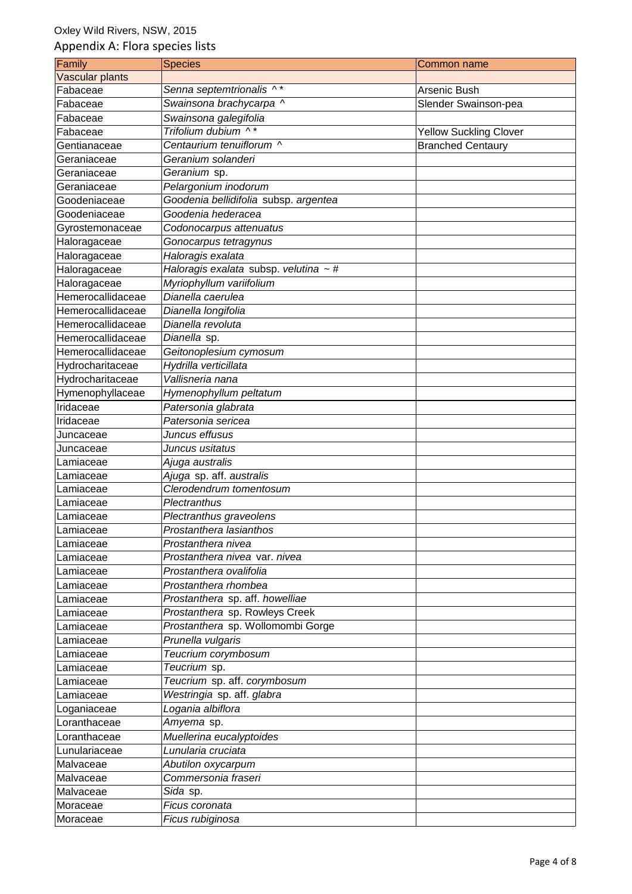Oxley Wild Rivers, NSW, 2015

## Appendix A: Flora species lists

| Family | Species | Common name |
|---|---|---|
| Vascular plants | | |
| Fabaceae | *Senna septemtrionalis* ^ * | Arsenic Bush |
| Fabaceae | *Swainsona brachycarpa* ^ | Slender Swainson-pea |
| Fabaceae | *Swainsona galegifolia* | |
| Fabaceae | *Trifolium dubium* ^ * | Yellow Suckling Clover |
| Gentianaceae | *Centaurium tenuiflorum* ^ | Branched Centaury |
| Geraniaceae | *Geranium solanderi* | |
| Geraniaceae | *Geranium* sp. | |
| Geraniaceae | *Pelargonium inodorum* | |
| Goodeniaceae | *Goodenia bellidifolia* subsp. *argentea* | |
| Goodeniaceae | *Goodenia hederacea* | |
| Gyrostemonaceae | *Codonocarpus attenuatus* | |
| Haloragaceae | *Gonocarpus tetragynus* | |
| Haloragaceae | *Haloragis exalata* | |
| Haloragaceae | *Haloragis exalata* subsp. *velutina* ~ # | |
| Haloragaceae | *Myriophyllum variifolium* | |
| Hemerocallidaceae | *Dianella caerulea* | |
| Hemerocallidaceae | *Dianella longifolia* | |
| Hemerocallidaceae | *Dianella revoluta* | |
| Hemerocallidaceae | *Dianella* sp. | |
| Hemerocallidaceae | *Geitonoplesium cymosum* | |
| Hydrocharitaceae | *Hydrilla verticillata* | |
| Hydrocharitaceae | *Vallisneria nana* | |
| Hymenophyllaceae | *Hymenophyllum peltatum* | |
| Iridaceae | *Patersonia glabrata* | |
| Iridaceae | *Patersonia sericea* | |
| Juncaceae | *Juncus effusus* | |
| Juncaceae | *Juncus usitatus* | |
| Lamiaceae | *Ajuga australis* | |
| Lamiaceae | *Ajuga* sp. aff. *australis* | |
| Lamiaceae | *Clerodendrum tomentosum* | |
| Lamiaceae | *Plectranthus* | |
| Lamiaceae | *Plectranthus graveolens* | |
| Lamiaceae | *Prostanthera lasianthos* | |
| Lamiaceae | *Prostanthera nivea* | |
| Lamiaceae | *Prostanthera nivea* var. *nivea* | |
| Lamiaceae | *Prostanthera ovalifolia* | |
| Lamiaceae | *Prostanthera rhombea* | |
| Lamiaceae | *Prostanthera* sp. aff. *howelliae* | |
| Lamiaceae | *Prostanthera* sp. Rowleys Creek | |
| Lamiaceae | *Prostanthera* sp. Wollomombi Gorge | |
| Lamiaceae | *Prunella vulgaris* | |
| Lamiaceae | *Teucrium corymbosum* | |
| Lamiaceae | *Teucrium* sp. | |
| Lamiaceae | *Teucrium* sp. aff. *corymbosum* | |
| Lamiaceae | *Westringia* sp. aff. *glabra* | |
| Loganiaceae | *Logania albiflora* | |
| Loranthaceae | *Amyema* sp. | |
| Loranthaceae | *Muellerina eucalyptoides* | |
| Lunulariaceae | *Lunularia cruciata* | |
| Malvaceae | *Abutilon oxycarpum* | |
| Malvaceae | *Commersonia fraseri* | |
| Malvaceae | *Sida* sp. | |
| Moraceae | *Ficus coronata* | |
| Moraceae | *Ficus rubiginosa* | |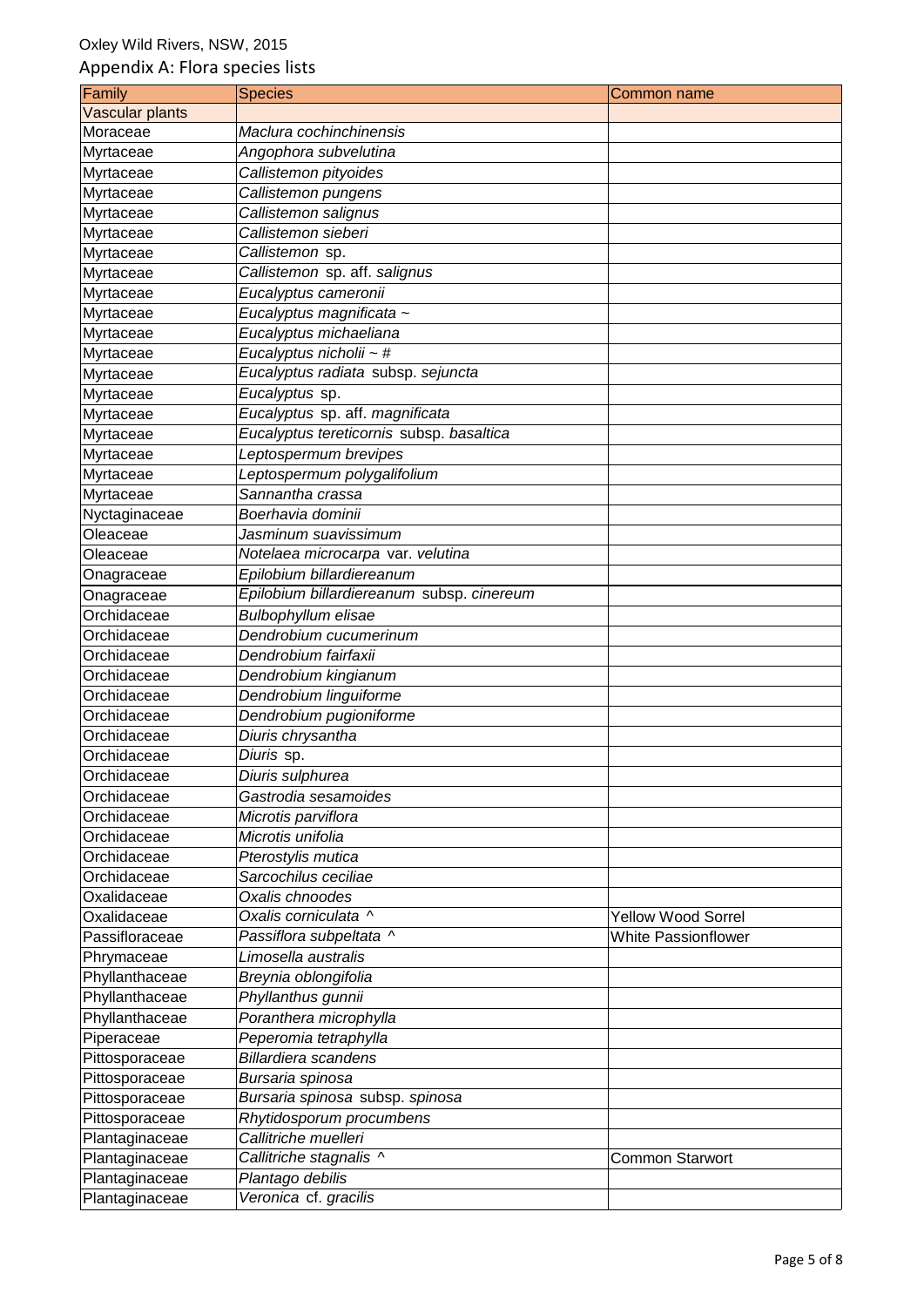Oxley Wild Rivers, NSW, 2015

## Appendix A: Flora species lists

| Family | Species | Common name |
|---|---|---|
| Vascular plants | | |
| Moraceae | *Maclura cochinchinensis* | |
| Myrtaceae | *Angophora subvelutina* | |
| Myrtaceae | *Callistemon pityoides* | |
| Myrtaceae | *Callistemon pungens* | |
| Myrtaceae | *Callistemon salignus* | |
| Myrtaceae | *Callistemon sieberi* | |
| Myrtaceae | *Callistemon* sp. | |
| Myrtaceae | *Callistemon* sp. aff. *salignus* | |
| Myrtaceae | *Eucalyptus cameronii* | |
| Myrtaceae | *Eucalyptus magnificata* ~ | |
| Myrtaceae | *Eucalyptus michaeliana* | |
| Myrtaceae | *Eucalyptus nicholii* ~ # | |
| Myrtaceae | *Eucalyptus radiata* subsp. *sejuncta* | |
| Myrtaceae | *Eucalyptus* sp. | |
| Myrtaceae | *Eucalyptus* sp. aff. *magnificata* | |
| Myrtaceae | *Eucalyptus tereticornis* subsp. *basaltica* | |
| Myrtaceae | *Leptospermum brevipes* | |
| Myrtaceae | *Leptospermum polygalifolium* | |
| Myrtaceae | *Sannantha crassa* | |
| Nyctaginaceae | *Boerhavia dominii* | |
| Oleaceae | *Jasminum suavissimum* | |
| Oleaceae | *Notelaea microcarpa* var. *velutina* | |
| Onagraceae | *Epilobium billardiereanum* | |
| Onagraceae | *Epilobium billardiereanum* subsp. *cinereum* | |
| Orchidaceae | *Bulbophyllum elisae* | |
| Orchidaceae | *Dendrobium cucumerinum* | |
| Orchidaceae | *Dendrobium fairfaxii* | |
| Orchidaceae | *Dendrobium kingianum* | |
| Orchidaceae | *Dendrobium linguiforme* | |
| Orchidaceae | *Dendrobium pugioniforme* | |
| Orchidaceae | *Diuris chrysantha* | |
| Orchidaceae | *Diuris* sp. | |
| Orchidaceae | *Diuris sulphurea* | |
| Orchidaceae | *Gastrodia sesamoides* | |
| Orchidaceae | *Microtis parviflora* | |
| Orchidaceae | *Microtis unifolia* | |
| Orchidaceae | *Pterostylis mutica* | |
| Orchidaceae | *Sarcochilus ceciliae* | |
| Oxalidaceae | *Oxalis chnoodes* | |
| Oxalidaceae | *Oxalis corniculata* ^ | Yellow Wood Sorrel |
| Passifloraceae | *Passiflora subpeltata* ^ | White Passionflower |
| Phrymaceae | *Limosella australis* | |
| Phyllanthaceae | *Breynia oblongifolia* | |
| Phyllanthaceae | *Phyllanthus gunnii* | |
| Phyllanthaceae | *Poranthera microphylla* | |
| Piperaceae | *Peperomia tetraphylla* | |
| Pittosporaceae | *Billardiera scandens* | |
| Pittosporaceae | *Bursaria spinosa* | |
| Pittosporaceae | *Bursaria spinosa* subsp. *spinosa* | |
| Pittosporaceae | *Rhytidosporum procumbens* | |
| Plantaginaceae | *Callitriche muelleri* | |
| Plantaginaceae | *Callitriche stagnalis* ^ | Common Starwort |
| Plantaginaceae | *Plantago debilis* | |
| Plantaginaceae | *Veronica* cf. *gracilis* | |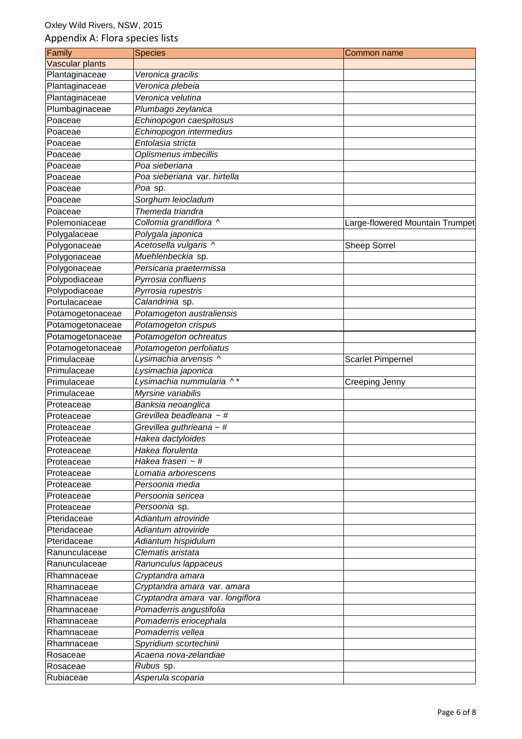Oxley Wild Rivers, NSW, 2015

## Appendix A: Flora species lists

| Family | Species | Common name |
|---|---|---|
| Vascular plants | | |
| Plantaginaceae | *Veronica gracilis* | |
| Plantaginaceae | *Veronica plebeia* | |
| Plantaginaceae | *Veronica velutina* | |
| Plumbaginaceae | *Plumbago zeylanica* | |
| Poaceae | *Echinopogon caespitosus* | |
| Poaceae | *Echinopogon intermedius* | |
| Poaceae | *Entolasia stricta* | |
| Poaceae | *Oplismenus imbecillis* | |
| Poaceae | *Poa sieberiana* | |
| Poaceae | *Poa sieberiana* var. *hirtella* | |
| Poaceae | *Poa* sp. | |
| Poaceae | *Sorghum leiocladum* | |
| Poaceae | *Themeda triandra* | |
| Polemoniaceae | *Collomia grandiflora* ^ | Large-flowered Mountain Trumpet |
| Polygalaceae | *Polygala japonica* | |
| Polygonaceae | *Acetosella vulgaris* ^ | Sheep Sorrel |
| Polygonaceae | *Muehlenbeckia* sp. | |
| Polygonaceae | *Persicaria praetermissa* | |
| Polypodiaceae | *Pyrrosia confluens* | |
| Polypodiaceae | *Pyrrosia rupestris* | |
| Portulacaceae | *Calandrinia* sp. | |
| Potamogetonaceae | *Potamogeton australiensis* | |
| Potamogetonaceae | *Potamogeton crispus* | |
| Potamogetonaceae | *Potamogeton ochreatus* | |
| Potamogetonaceae | *Potamogeton perfoliatus* | |
| Primulaceae | *Lysimachia arvensis* ^ | Scarlet Pimpernel |
| Primulaceae | *Lysimachia japonica* | |
| Primulaceae | *Lysimachia nummularia* ^ * | Creeping Jenny |
| Primulaceae | *Myrsine variabilis* | |
| Proteaceae | *Banksia neoanglica* | |
| Proteaceae | *Grevillea beadleana* ~ # | |
| Proteaceae | *Grevillea guthrieana* ~ # | |
| Proteaceae | *Hakea dactyloides* | |
| Proteaceae | *Hakea florulenta* | |
| Proteaceae | *Hakea fraseri* ~ # | |
| Proteaceae | *Lomatia arborescens* | |
| Proteaceae | *Persoonia media* | |
| Proteaceae | *Persoonia sericea* | |
| Proteaceae | *Persoonia* sp. | |
| Pteridaceae | *Adiantum atroviride* | |
| Pteridaceae | *Adiantum atroviride* | |
| Pteridaceae | *Adiantum hispidulum* | |
| Ranunculaceae | *Clematis aristata* | |
| Ranunculaceae | *Ranunculus lappaceus* | |
| Rhamnaceae | *Cryptandra amara* | |
| Rhamnaceae | *Cryptandra amara* var. *amara* | |
| Rhamnaceae | *Cryptandra amara* var. *longiflora* | |
| Rhamnaceae | *Pomaderris angustifolia* | |
| Rhamnaceae | *Pomaderris eriocephala* | |
| Rhamnaceae | *Pomaderris vellea* | |
| Rhamnaceae | *Spyridium scortechinii* | |
| Rosaceae | *Acaena nova-zelandiae* | |
| Rosaceae | *Rubus* sp. | |
| Rubiaceae | *Asperula scoparia* | |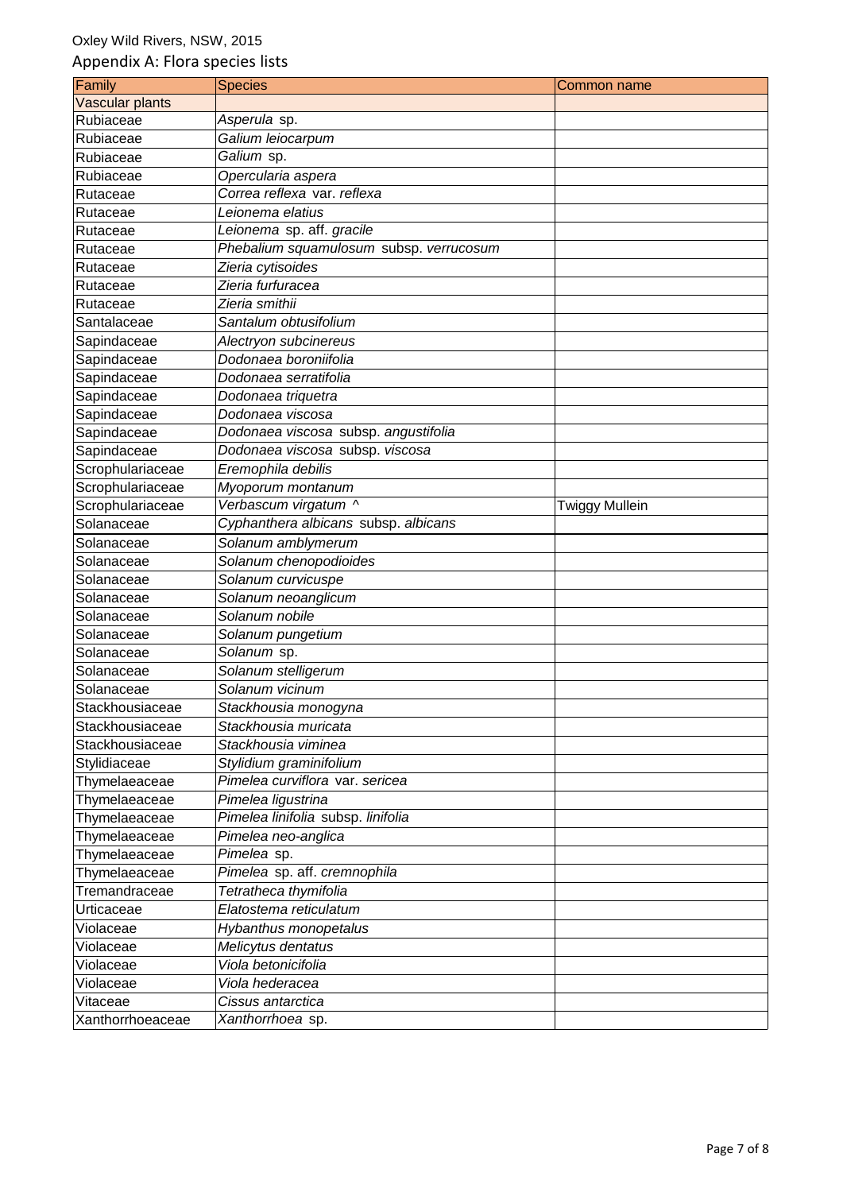Oxley Wild Rivers, NSW, 2015

## Appendix A: Flora species lists

| Family | Species | Common name |
| --- | --- | --- |
| Vascular plants | | |
| Rubiaceae | *Asperula* sp. | |
| Rubiaceae | *Galium leiocarpum* | |
| Rubiaceae | *Galium* sp. | |
| Rubiaceae | *Opercularia aspera* | |
| Rutaceae | *Correa reflexa* var. *reflexa* | |
| Rutaceae | *Leionema elatius* | |
| Rutaceae | *Leionema* sp. aff. *gracile* | |
| Rutaceae | *Phebalium squamulosum* subsp. *verrucosum* | |
| Rutaceae | *Zieria cytisoides* | |
| Rutaceae | *Zieria furfuracea* | |
| Rutaceae | *Zieria smithii* | |
| Santalaceae | *Santalum obtusifolium* | |
| Sapindaceae | *Alectryon subcinereus* | |
| Sapindaceae | *Dodonaea boroniifolia* | |
| Sapindaceae | *Dodonaea serratifolia* | |
| Sapindaceae | *Dodonaea triquetra* | |
| Sapindaceae | *Dodonaea viscosa* | |
| Sapindaceae | *Dodonaea viscosa* subsp. *angustifolia* | |
| Sapindaceae | *Dodonaea viscosa* subsp. *viscosa* | |
| Scrophulariaceae | *Eremophila debilis* | |
| Scrophulariaceae | *Myoporum montanum* | |
| Scrophulariaceae | *Verbascum virgatum* ^ | Twiggy Mullein |
| Solanaceae | *Cyphanthera albicans* subsp. *albicans* | |
| Solanaceae | *Solanum amblymerum* | |
| Solanaceae | *Solanum chenopodioides* | |
| Solanaceae | *Solanum curvicuspe* | |
| Solanaceae | *Solanum neoanglicum* | |
| Solanaceae | *Solanum nobile* | |
| Solanaceae | *Solanum pungetium* | |
| Solanaceae | *Solanum* sp. | |
| Solanaceae | *Solanum stelligerum* | |
| Solanaceae | *Solanum vicinum* | |
| Stackhousiaceae | *Stackhousia monogyna* | |
| Stackhousiaceae | *Stackhousia muricata* | |
| Stackhousiaceae | *Stackhousia viminea* | |
| Stylidiaceae | *Stylidium graminifolium* | |
| Thymelaeaceae | *Pimelea curviflora* var. *sericea* | |
| Thymelaeaceae | *Pimelea ligustrina* | |
| Thymelaeaceae | *Pimelea linifolia* subsp. *linifolia* | |
| Thymelaeaceae | *Pimelea neo-anglica* | |
| Thymelaeaceae | *Pimelea* sp. | |
| Thymelaeaceae | *Pimelea* sp. aff. *cremnophila* | |
| Tremandraceae | *Tetratheca thymifolia* | |
| Urticaceae | *Elatostema reticulatum* | |
| Violaceae | *Hybanthus monopetalus* | |
| Violaceae | *Melicytus dentatus* | |
| Violaceae | *Viola betonicifolia* | |
| Violaceae | *Viola hederacea* | |
| Vitaceae | *Cissus antarctica* | |
| Xanthorrhoeaceae | *Xanthorrhoea* sp. | |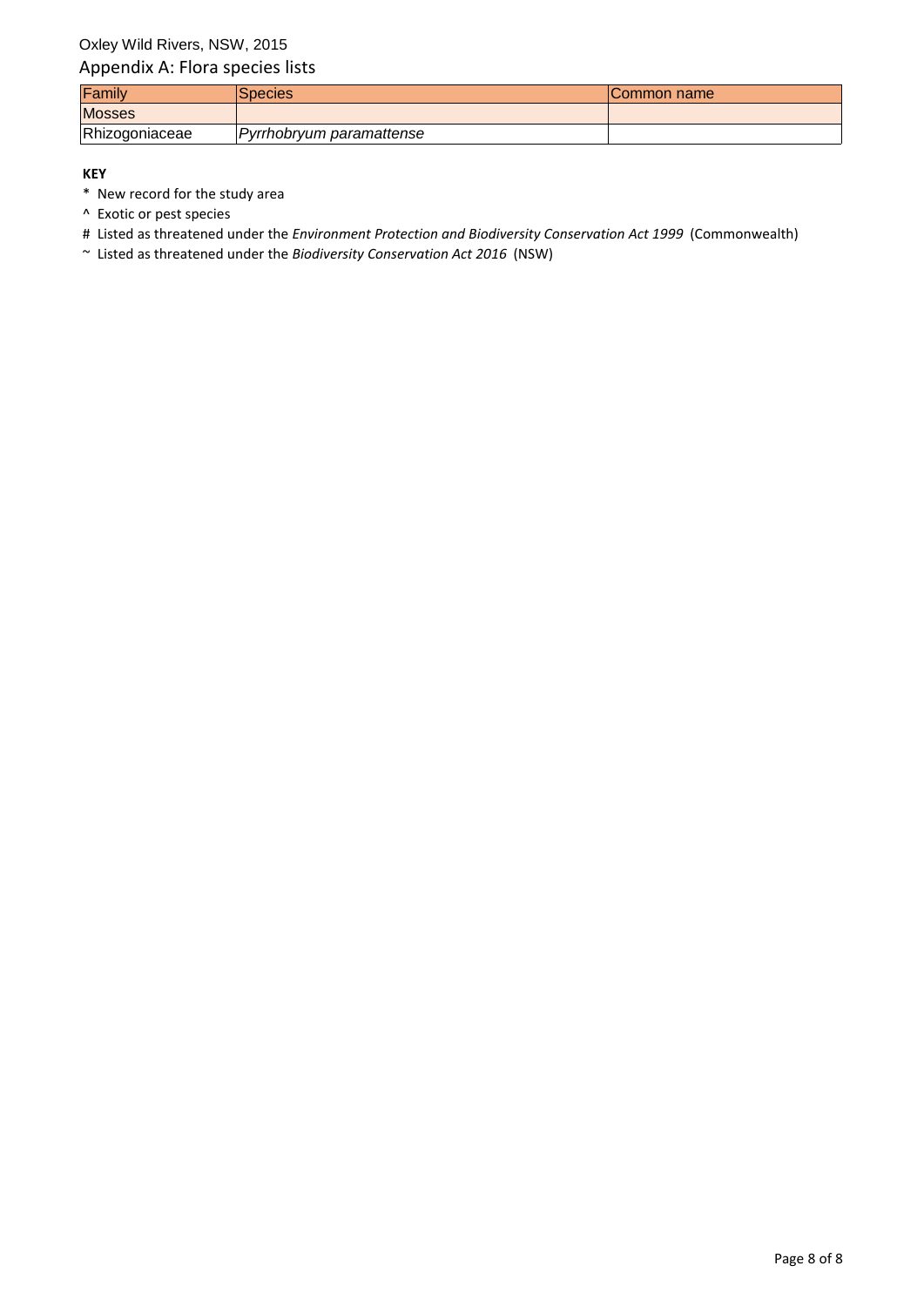| Family | Species | Common name |
| --- | --- | --- |
| Mosses | | |
| Rhizogoniaceae | *Pyrrhobryum paramattense* | |

**KEY**

* New record for the study area

^ Exotic or pest species

# Listed as threatened under the *Environment Protection and Biodiversity Conservation Act 1999* (Commonwealth)

~ Listed as threatened under the *Biodiversity Conservation Act 2016* (NSW)